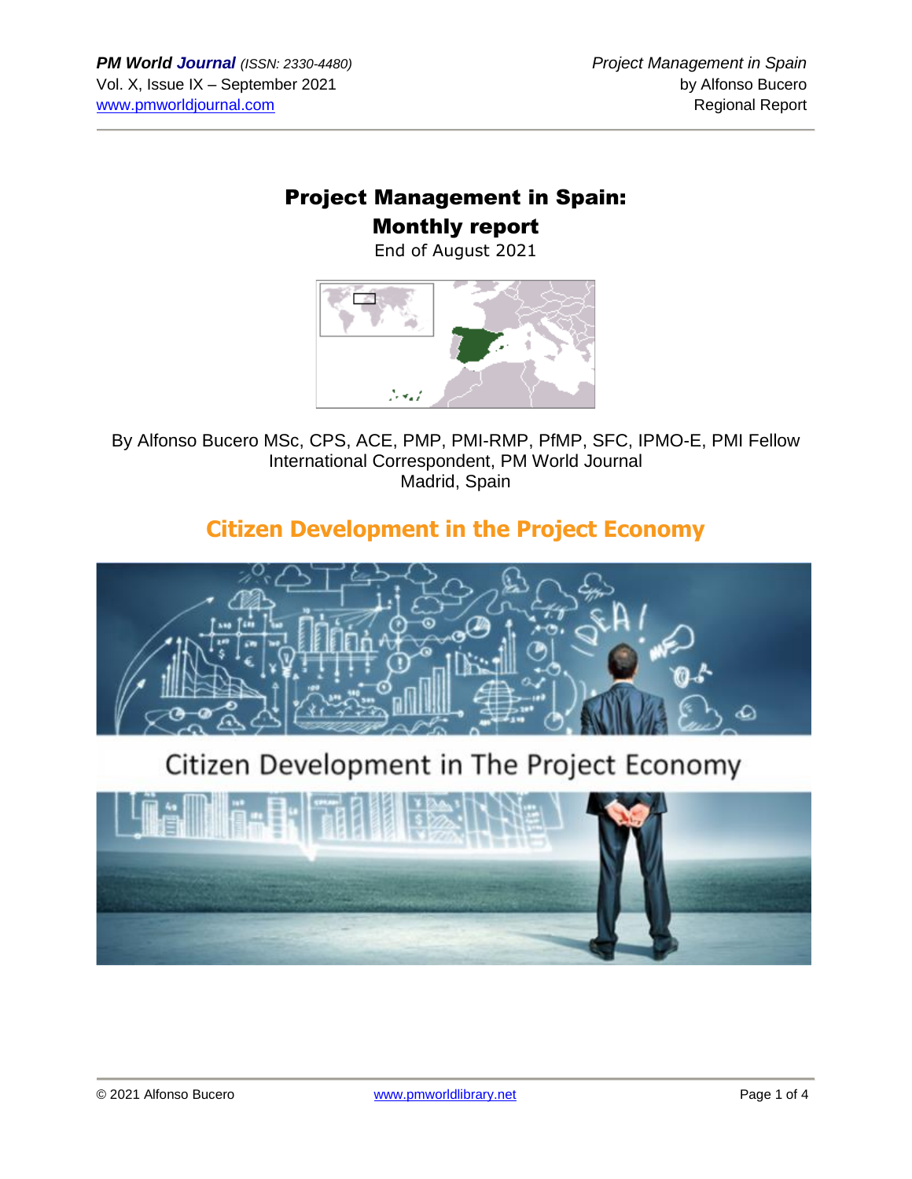# Project Management in Spain: Monthly report

End of August 2021

By Alfonso Bucero MSc, CPS, ACE, PMP, PMI-RMP, PfMP, SFC, IPMO-E, PMI Fellow
International Correspondent, PM World Journal
Madrid, Spain

## Citizen Development in the Project Economy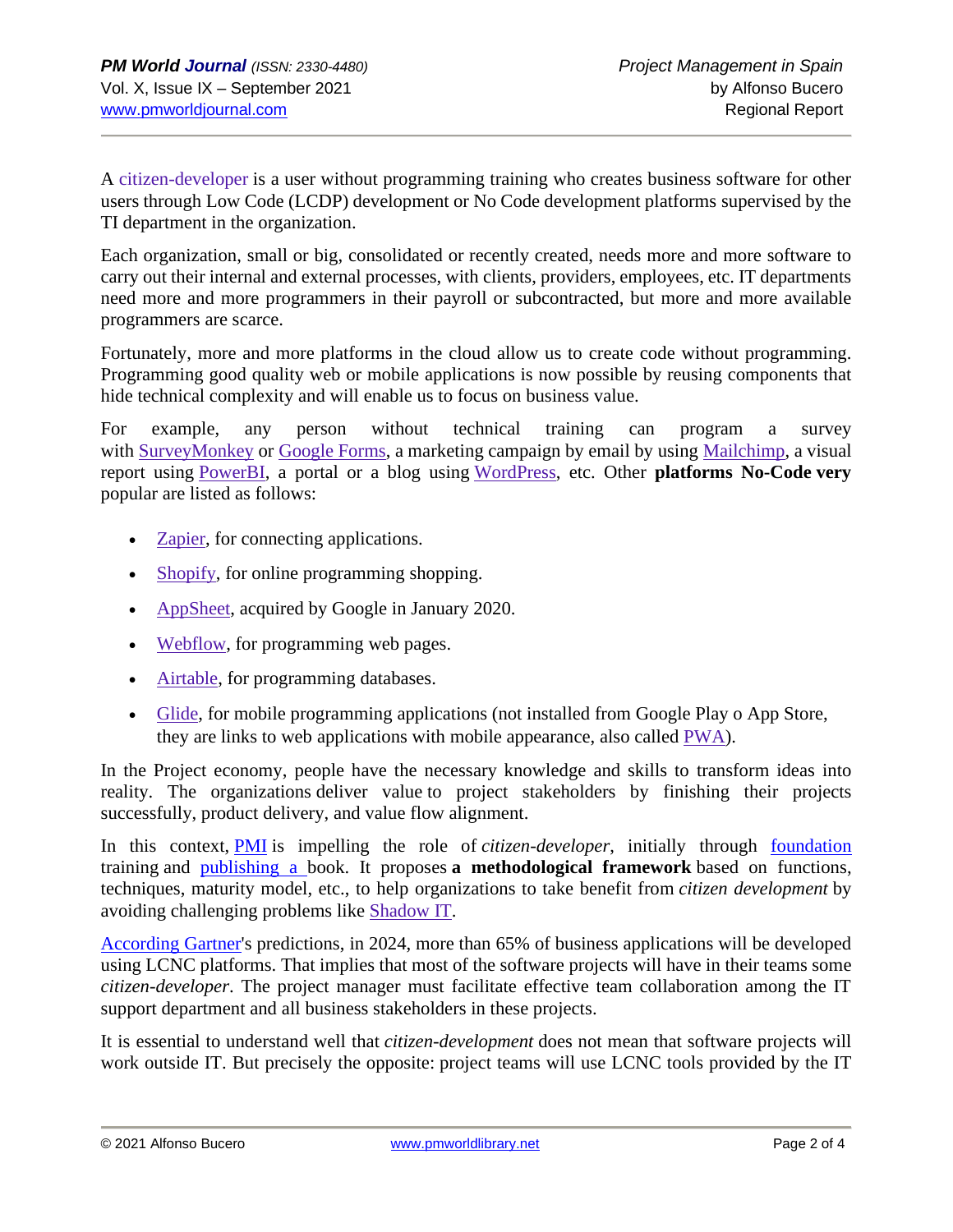A citizen-developer is a user without programming training who creates business software for other users through Low Code (LCDP) development or No Code development platforms supervised by the TI department in the organization.

Each organization, small or big, consolidated or recently created, needs more and more software to carry out their internal and external processes, with clients, providers, employees, etc. IT departments need more and more programmers in their payroll or subcontracted, but more and more available programmers are scarce.

Fortunately, more and more platforms in the cloud allow us to create code without programming. Programming good quality web or mobile applications is now possible by reusing components that hide technical complexity and will enable us to focus on business value.

For example, any person without technical training can program a survey with SurveyMonkey or Google Forms, a marketing campaign by email by using Mailchimp, a visual report using PowerBI, a portal or a blog using WordPress, etc. Other **platforms No-Code very** popular are listed as follows:

- Zapier, for connecting applications.
- Shopify, for online programming shopping.
- AppSheet, acquired by Google in January 2020.
- Webflow, for programming web pages.
- Airtable, for programming databases.
- Glide, for mobile programming applications (not installed from Google Play o App Store, they are links to web applications with mobile appearance, also called PWA).

In the Project economy, people have the necessary knowledge and skills to transform ideas into reality. The organizations deliver value to project stakeholders by finishing their projects successfully, product delivery, and value flow alignment.

In this context, PMI is impelling the role of *citizen-developer*, initially through foundation training and publishing a book. It proposes **a methodological framework** based on functions, techniques, maturity model, etc., to help organizations to take benefit from *citizen development* by avoiding challenging problems like Shadow IT.

According Gartner's predictions, in 2024, more than 65% of business applications will be developed using LCNC platforms. That implies that most of the software projects will have in their teams some *citizen-developer*. The project manager must facilitate effective team collaboration among the IT support department and all business stakeholders in these projects.

It is essential to understand well that *citizen-development* does not mean that software projects will work outside IT. But precisely the opposite: project teams will use LCNC tools provided by the IT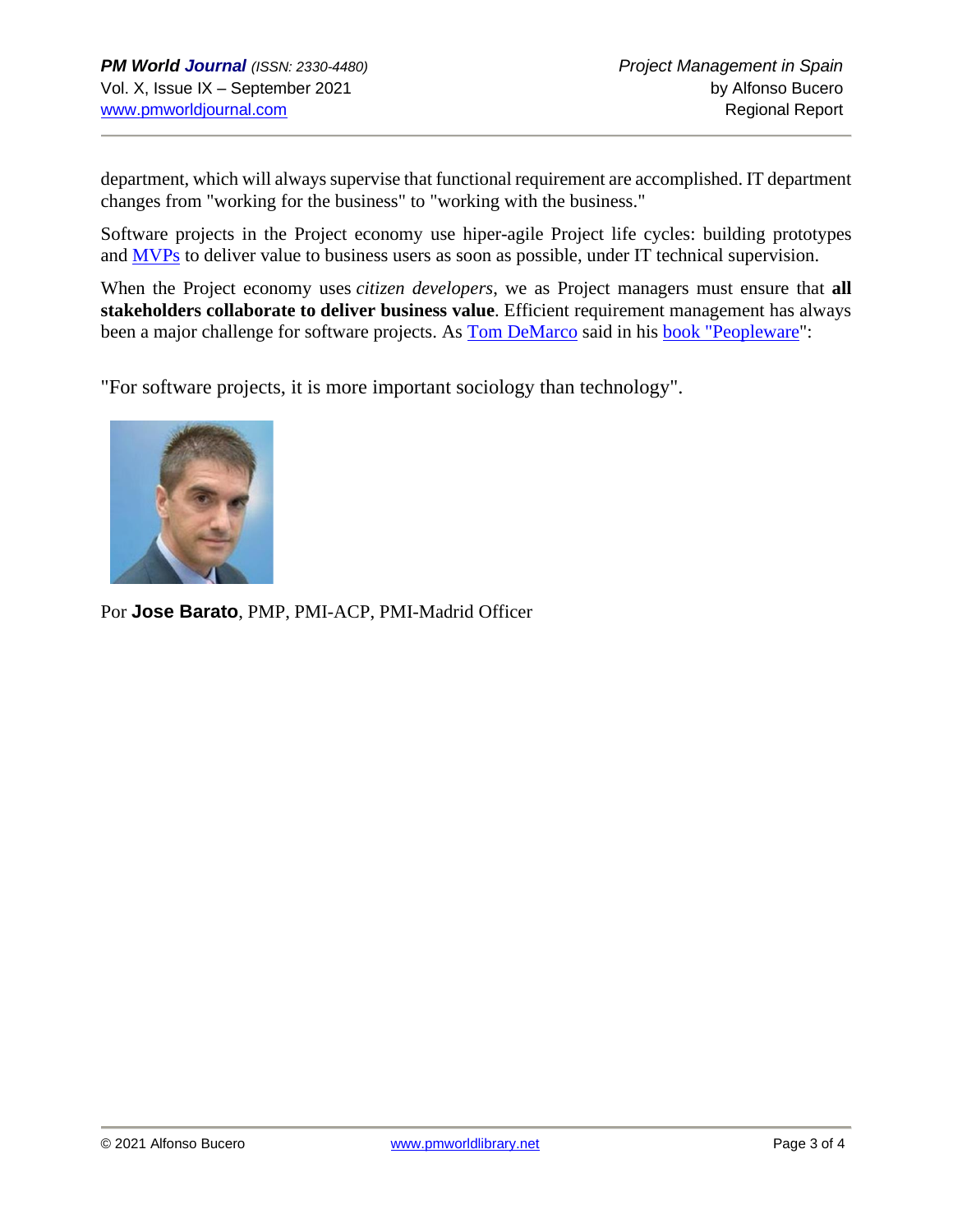department, which will always supervise that functional requirement are accomplished. IT department changes from "working for the business" to "working with the business."

Software projects in the Project economy use hiper-agile Project life cycles: building prototypes and MVPs to deliver value to business users as soon as possible, under IT technical supervision.

When the Project economy uses *citizen developers*, we as Project managers must ensure that **all stakeholders collaborate to deliver business value**. Efficient requirement management has always been a major challenge for software projects. As Tom DeMarco said in his book "Peopleware":

"For software projects, it is more important sociology than technology".

Por **Jose Barato**, PMP, PMI-ACP, PMI-Madrid Officer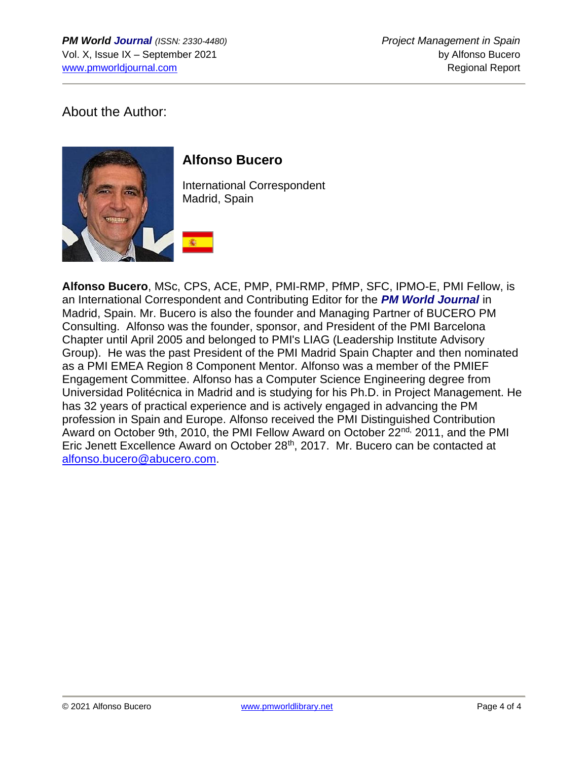## About the Author:

### Alfonso Bucero

International Correspondent
Madrid, Spain

**Alfonso Bucero**, MSc, CPS, ACE, PMP, PMI-RMP, PfMP, SFC, IPMO-E, PMI Fellow, is an International Correspondent and Contributing Editor for the ***PM World Journal*** in Madrid, Spain. Mr. Bucero is also the founder and Managing Partner of BUCERO PM Consulting. Alfonso was the founder, sponsor, and President of the PMI Barcelona Chapter until April 2005 and belonged to PMI's LIAG (Leadership Institute Advisory Group). He was the past President of the PMI Madrid Spain Chapter and then nominated as a PMI EMEA Region 8 Component Mentor. Alfonso was a member of the PMIEF Engagement Committee. Alfonso has a Computer Science Engineering degree from Universidad Politécnica in Madrid and is studying for his Ph.D. in Project Management. He has 32 years of practical experience and is actively engaged in advancing the PM profession in Spain and Europe. Alfonso received the PMI Distinguished Contribution Award on October 9th, 2010, the PMI Fellow Award on October 22nd, 2011, and the PMI Eric Jenett Excellence Award on October 28th, 2017. Mr. Bucero can be contacted at alfonso.bucero@abucero.com.